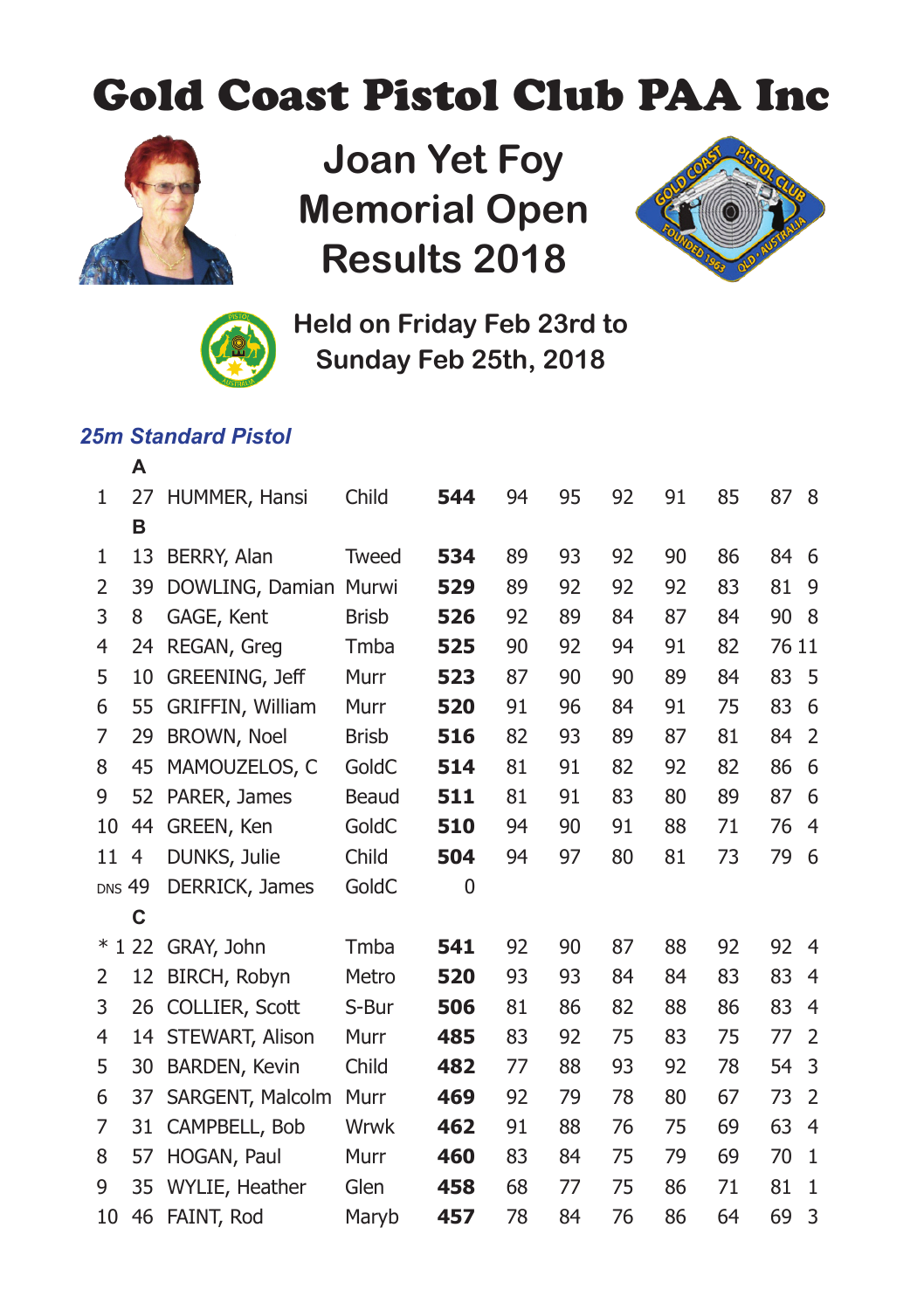# Gold Coast Pistol Club PAA Inc

## Joan Yet Foy Memorial Open Results 2018

### Held on Friday Feb 23rd to Sunday Feb 25th, 2018

### *25m Standard Pistol*

| Place | No. | Name | Club | Total | | | | | | | |
|---|---|---|---|---|---|---|---|---|---|---|---|
| | **A** | | | | | | | | | | |
| 1 | 27 | HUMMER, Hansi | Child | **544** | 94 | 95 | 92 | 91 | 85 | 87 | 8 |
| | **B** | | | | | | | | | | |
| 1 | 13 | BERRY, Alan | Tweed | **534** | 89 | 93 | 92 | 90 | 86 | 84 | 6 |
| 2 | 39 | DOWLING, Damian | Murwi | **529** | 89 | 92 | 92 | 92 | 83 | 81 | 9 |
| 3 | 8 | GAGE, Kent | Brisb | **526** | 92 | 89 | 84 | 87 | 84 | 90 | 8 |
| 4 | 24 | REGAN, Greg | Tmba | **525** | 90 | 92 | 94 | 91 | 82 | 76 | 11 |
| 5 | 10 | GREENING, Jeff | Murr | **523** | 87 | 90 | 90 | 89 | 84 | 83 | 5 |
| 6 | 55 | GRIFFIN, William | Murr | **520** | 91 | 96 | 84 | 91 | 75 | 83 | 6 |
| 7 | 29 | BROWN, Noel | Brisb | **516** | 82 | 93 | 89 | 87 | 81 | 84 | 2 |
| 8 | 45 | MAMOUZELOS, C | GoldC | **514** | 81 | 91 | 82 | 92 | 82 | 86 | 6 |
| 9 | 52 | PARER, James | Beaud | **511** | 81 | 91 | 83 | 80 | 89 | 87 | 6 |
| 10 | 44 | GREEN, Ken | GoldC | **510** | 94 | 90 | 91 | 88 | 71 | 76 | 4 |
| 11 | 4 | DUNKS, Julie | Child | **504** | 94 | 97 | 80 | 81 | 73 | 79 | 6 |
| DNS | 49 | DERRICK, James | GoldC | 0 | | | | | | | |
| | **C** | | | | | | | | | | |
| * 1 | 22 | GRAY, John | Tmba | **541** | 92 | 90 | 87 | 88 | 92 | 92 | 4 |
| 2 | 12 | BIRCH, Robyn | Metro | **520** | 93 | 93 | 84 | 84 | 83 | 83 | 4 |
| 3 | 26 | COLLIER, Scott | S-Bur | **506** | 81 | 86 | 82 | 88 | 86 | 83 | 4 |
| 4 | 14 | STEWART, Alison | Murr | **485** | 83 | 92 | 75 | 83 | 75 | 77 | 2 |
| 5 | 30 | BARDEN, Kevin | Child | **482** | 77 | 88 | 93 | 92 | 78 | 54 | 3 |
| 6 | 37 | SARGENT, Malcolm | Murr | **469** | 92 | 79 | 78 | 80 | 67 | 73 | 2 |
| 7 | 31 | CAMPBELL, Bob | Wrwk | **462** | 91 | 88 | 76 | 75 | 69 | 63 | 4 |
| 8 | 57 | HOGAN, Paul | Murr | **460** | 83 | 84 | 75 | 79 | 69 | 70 | 1 |
| 9 | 35 | WYLIE, Heather | Glen | **458** | 68 | 77 | 75 | 86 | 71 | 81 | 1 |
| 10 | 46 | FAINT, Rod | Maryb | **457** | 78 | 84 | 76 | 86 | 64 | 69 | 3 |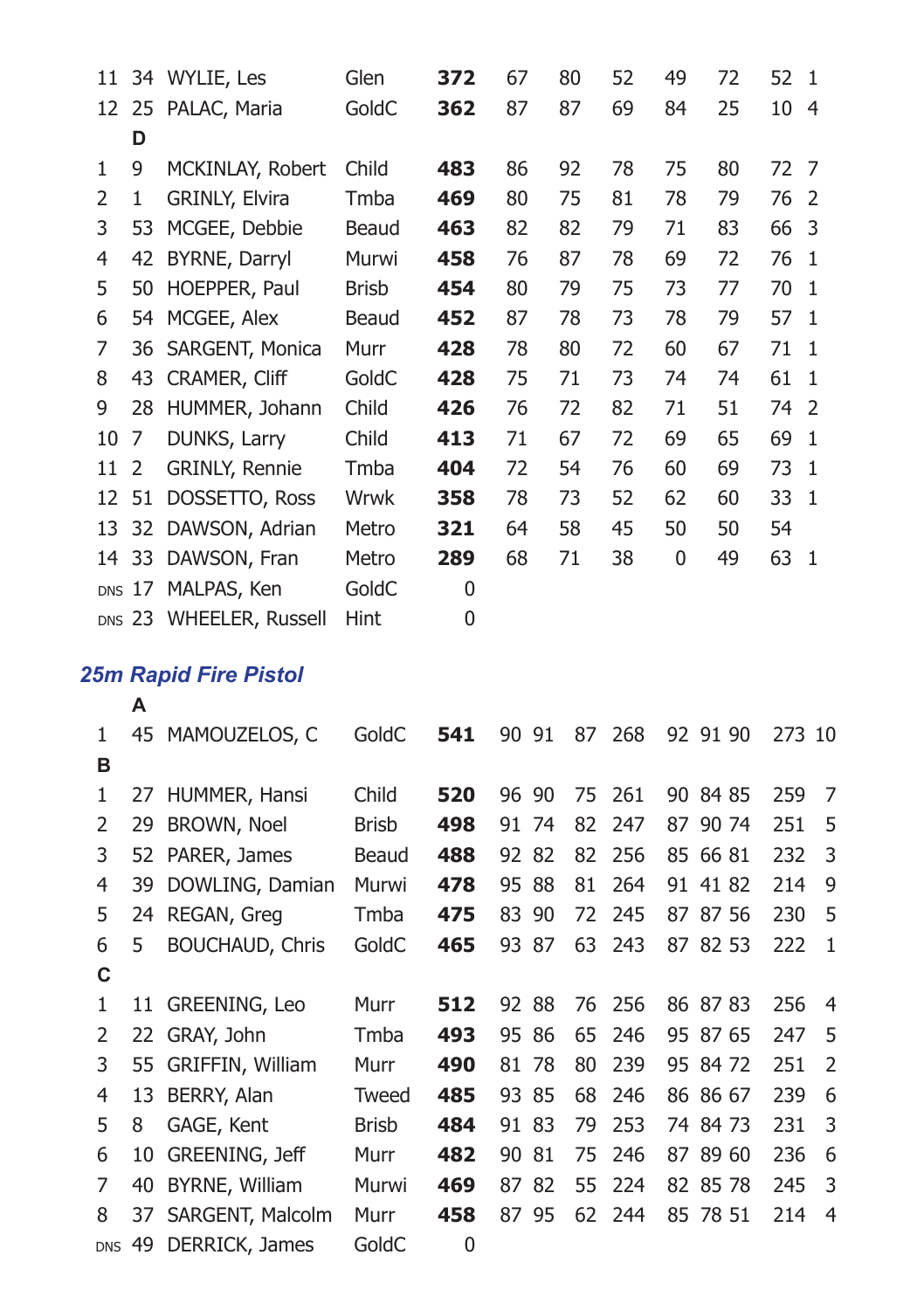| | | | | | | | | | | | |
|---|---|---|---|---|---|---|---|---|---|---|---|
| 11 | 34 | WYLIE, Les | Glen | **372** | 67 | 80 | 52 | 49 | 72 | 52 | 1 |
| 12 | 25 | PALAC, Maria | GoldC | **362** | 87 | 87 | 69 | 84 | 25 | 10 | 4 |
| | **D** | | | | | | | | | | |
| 1 | 9 | MCKINLAY, Robert | Child | **483** | 86 | 92 | 78 | 75 | 80 | 72 | 7 |
| 2 | 1 | GRINLY, Elvira | Tmba | **469** | 80 | 75 | 81 | 78 | 79 | 76 | 2 |
| 3 | 53 | MCGEE, Debbie | Beaud | **463** | 82 | 82 | 79 | 71 | 83 | 66 | 3 |
| 4 | 42 | BYRNE, Darryl | Murwi | **458** | 76 | 87 | 78 | 69 | 72 | 76 | 1 |
| 5 | 50 | HOEPPER, Paul | Brisb | **454** | 80 | 79 | 75 | 73 | 77 | 70 | 1 |
| 6 | 54 | MCGEE, Alex | Beaud | **452** | 87 | 78 | 73 | 78 | 79 | 57 | 1 |
| 7 | 36 | SARGENT, Monica | Murr | **428** | 78 | 80 | 72 | 60 | 67 | 71 | 1 |
| 8 | 43 | CRAMER, Cliff | GoldC | **428** | 75 | 71 | 73 | 74 | 74 | 61 | 1 |
| 9 | 28 | HUMMER, Johann | Child | **426** | 76 | 72 | 82 | 71 | 51 | 74 | 2 |
| 10 | 7 | DUNKS, Larry | Child | **413** | 71 | 67 | 72 | 69 | 65 | 69 | 1 |
| 11 | 2 | GRINLY, Rennie | Tmba | **404** | 72 | 54 | 76 | 60 | 69 | 73 | 1 |
| 12 | 51 | DOSSETTO, Ross | Wrwk | **358** | 78 | 73 | 52 | 62 | 60 | 33 | 1 |
| 13 | 32 | DAWSON, Adrian | Metro | **321** | 64 | 58 | 45 | 50 | 50 | 54 | |
| 14 | 33 | DAWSON, Fran | Metro | **289** | 68 | 71 | 38 | 0 | 49 | 63 | 1 |
| DNS | 17 | MALPAS, Ken | GoldC | 0 | | | | | | | |
| DNS | 23 | WHEELER, Russell | Hint | 0 | | | | | | | |

## *25m Rapid Fire Pistol*

| | | | | | | | | | | | | | |
|---|---|---|---|---|---|---|---|---|---|---|---|---|---|
| | **A** | | | | | | | | | | | | |
| 1 | 45 | MAMOUZELOS, C | GoldC | **541** | 90 | 91 | 87 | 268 | 92 | 91 | 90 | 273 | 10 |
| **B** | | | | | | | | | | | | | |
| 1 | 27 | HUMMER, Hansi | Child | **520** | 96 | 90 | 75 | 261 | 90 | 84 | 85 | 259 | 7 |
| 2 | 29 | BROWN, Noel | Brisb | **498** | 91 | 74 | 82 | 247 | 87 | 90 | 74 | 251 | 5 |
| 3 | 52 | PARER, James | Beaud | **488** | 92 | 82 | 82 | 256 | 85 | 66 | 81 | 232 | 3 |
| 4 | 39 | DOWLING, Damian | Murwi | **478** | 95 | 88 | 81 | 264 | 91 | 41 | 82 | 214 | 9 |
| 5 | 24 | REGAN, Greg | Tmba | **475** | 83 | 90 | 72 | 245 | 87 | 87 | 56 | 230 | 5 |
| 6 | 5 | BOUCHAUD, Chris | GoldC | **465** | 93 | 87 | 63 | 243 | 87 | 82 | 53 | 222 | 1 |
| **C** | | | | | | | | | | | | | |
| 1 | 11 | GREENING, Leo | Murr | **512** | 92 | 88 | 76 | 256 | 86 | 87 | 83 | 256 | 4 |
| 2 | 22 | GRAY, John | Tmba | **493** | 95 | 86 | 65 | 246 | 95 | 87 | 65 | 247 | 5 |
| 3 | 55 | GRIFFIN, William | Murr | **490** | 81 | 78 | 80 | 239 | 95 | 84 | 72 | 251 | 2 |
| 4 | 13 | BERRY, Alan | Tweed | **485** | 93 | 85 | 68 | 246 | 86 | 86 | 67 | 239 | 6 |
| 5 | 8 | GAGE, Kent | Brisb | **484** | 91 | 83 | 79 | 253 | 74 | 84 | 73 | 231 | 3 |
| 6 | 10 | GREENING, Jeff | Murr | **482** | 90 | 81 | 75 | 246 | 87 | 89 | 60 | 236 | 6 |
| 7 | 40 | BYRNE, William | Murwi | **469** | 87 | 82 | 55 | 224 | 82 | 85 | 78 | 245 | 3 |
| 8 | 37 | SARGENT, Malcolm | Murr | **458** | 87 | 95 | 62 | 244 | 85 | 78 | 51 | 214 | 4 |
| DNS | 49 | DERRICK, James | GoldC | 0 | | | | | | | | | |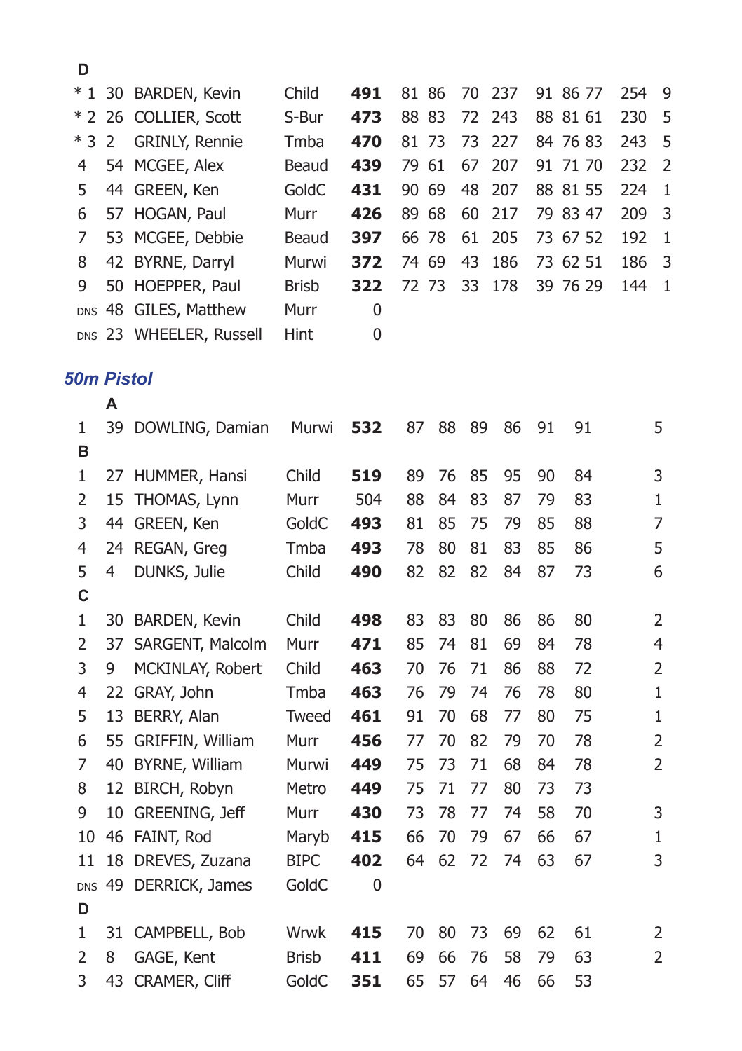**D**

| Place | No. | Name | Club | Total | | | | | | | | | | |
|---|---|---|---|---|---|---|---|---|---|---|---|---|---|---|
| * 1 | 30 | BARDEN, Kevin | Child | **491** | 81 | 86 | 70 | 237 | 91 | 86 | 77 | 254 | 9 |
| * 2 | 26 | COLLIER, Scott | S-Bur | **473** | 88 | 83 | 72 | 243 | 88 | 81 | 61 | 230 | 5 |
| * 3 | 2 | GRINLY, Rennie | Tmba | **470** | 81 | 73 | 73 | 227 | 84 | 76 | 83 | 243 | 5 |
| 4 | 54 | MCGEE, Alex | Beaud | **439** | 79 | 61 | 67 | 207 | 91 | 71 | 70 | 232 | 2 |
| 5 | 44 | GREEN, Ken | GoldC | **431** | 90 | 69 | 48 | 207 | 88 | 81 | 55 | 224 | 1 |
| 6 | 57 | HOGAN, Paul | Murr | **426** | 89 | 68 | 60 | 217 | 79 | 83 | 47 | 209 | 3 |
| 7 | 53 | MCGEE, Debbie | Beaud | **397** | 66 | 78 | 61 | 205 | 73 | 67 | 52 | 192 | 1 |
| 8 | 42 | BYRNE, Darryl | Murwi | **372** | 74 | 69 | 43 | 186 | 73 | 62 | 51 | 186 | 3 |
| 9 | 50 | HOEPPER, Paul | Brisb | **322** | 72 | 73 | 33 | 178 | 39 | 76 | 29 | 144 | 1 |
| DNS | 48 | GILES, Matthew | Murr | 0 | | | | | | | | | |
| DNS | 23 | WHEELER, Russell | Hint | 0 | | | | | | | | | |

## *50m Pistol*

**A**

| Place | No. | Name | Club | Total | | | | | | | |
|---|---|---|---|---|---|---|---|---|---|---|---|
| 1 | 39 | DOWLING, Damian | Murwi | **532** | 87 | 88 | 89 | 86 | 91 | 91 | 5 |

**B**

| Place | No. | Name | Club | Total | | | | | | | |
|---|---|---|---|---|---|---|---|---|---|---|---|
| 1 | 27 | HUMMER, Hansi | Child | **519** | 89 | 76 | 85 | 95 | 90 | 84 | 3 |
| 2 | 15 | THOMAS, Lynn | Murr | 504 | 88 | 84 | 83 | 87 | 79 | 83 | 1 |
| 3 | 44 | GREEN, Ken | GoldC | **493** | 81 | 85 | 75 | 79 | 85 | 88 | 7 |
| 4 | 24 | REGAN, Greg | Tmba | **493** | 78 | 80 | 81 | 83 | 85 | 86 | 5 |
| 5 | 4 | DUNKS, Julie | Child | **490** | 82 | 82 | 82 | 84 | 87 | 73 | 6 |

**C**

| Place | No. | Name | Club | Total | | | | | | | |
|---|---|---|---|---|---|---|---|---|---|---|---|
| 1 | 30 | BARDEN, Kevin | Child | **498** | 83 | 83 | 80 | 86 | 86 | 80 | 2 |
| 2 | 37 | SARGENT, Malcolm | Murr | **471** | 85 | 74 | 81 | 69 | 84 | 78 | 4 |
| 3 | 9 | MCKINLAY, Robert | Child | **463** | 70 | 76 | 71 | 86 | 88 | 72 | 2 |
| 4 | 22 | GRAY, John | Tmba | **463** | 76 | 79 | 74 | 76 | 78 | 80 | 1 |
| 5 | 13 | BERRY, Alan | Tweed | **461** | 91 | 70 | 68 | 77 | 80 | 75 | 1 |
| 6 | 55 | GRIFFIN, William | Murr | **456** | 77 | 70 | 82 | 79 | 70 | 78 | 2 |
| 7 | 40 | BYRNE, William | Murwi | **449** | 75 | 73 | 71 | 68 | 84 | 78 | 2 |
| 8 | 12 | BIRCH, Robyn | Metro | **449** | 75 | 71 | 77 | 80 | 73 | 73 | |
| 9 | 10 | GREENING, Jeff | Murr | **430** | 73 | 78 | 77 | 74 | 58 | 70 | 3 |
| 10 | 46 | FAINT, Rod | Maryb | **415** | 66 | 70 | 79 | 67 | 66 | 67 | 1 |
| 11 | 18 | DREVES, Zuzana | BIPC | **402** | 64 | 62 | 72 | 74 | 63 | 67 | 3 |
| DNS | 49 | DERRICK, James | GoldC | 0 | | | | | | | |

**D**

| Place | No. | Name | Club | Total | | | | | | | |
|---|---|---|---|---|---|---|---|---|---|---|---|
| 1 | 31 | CAMPBELL, Bob | Wrwk | **415** | 70 | 80 | 73 | 69 | 62 | 61 | 2 |
| 2 | 8 | GAGE, Kent | Brisb | **411** | 69 | 66 | 76 | 58 | 79 | 63 | 2 |
| 3 | 43 | CRAMER, Cliff | GoldC | **351** | 65 | 57 | 64 | 46 | 66 | 53 | |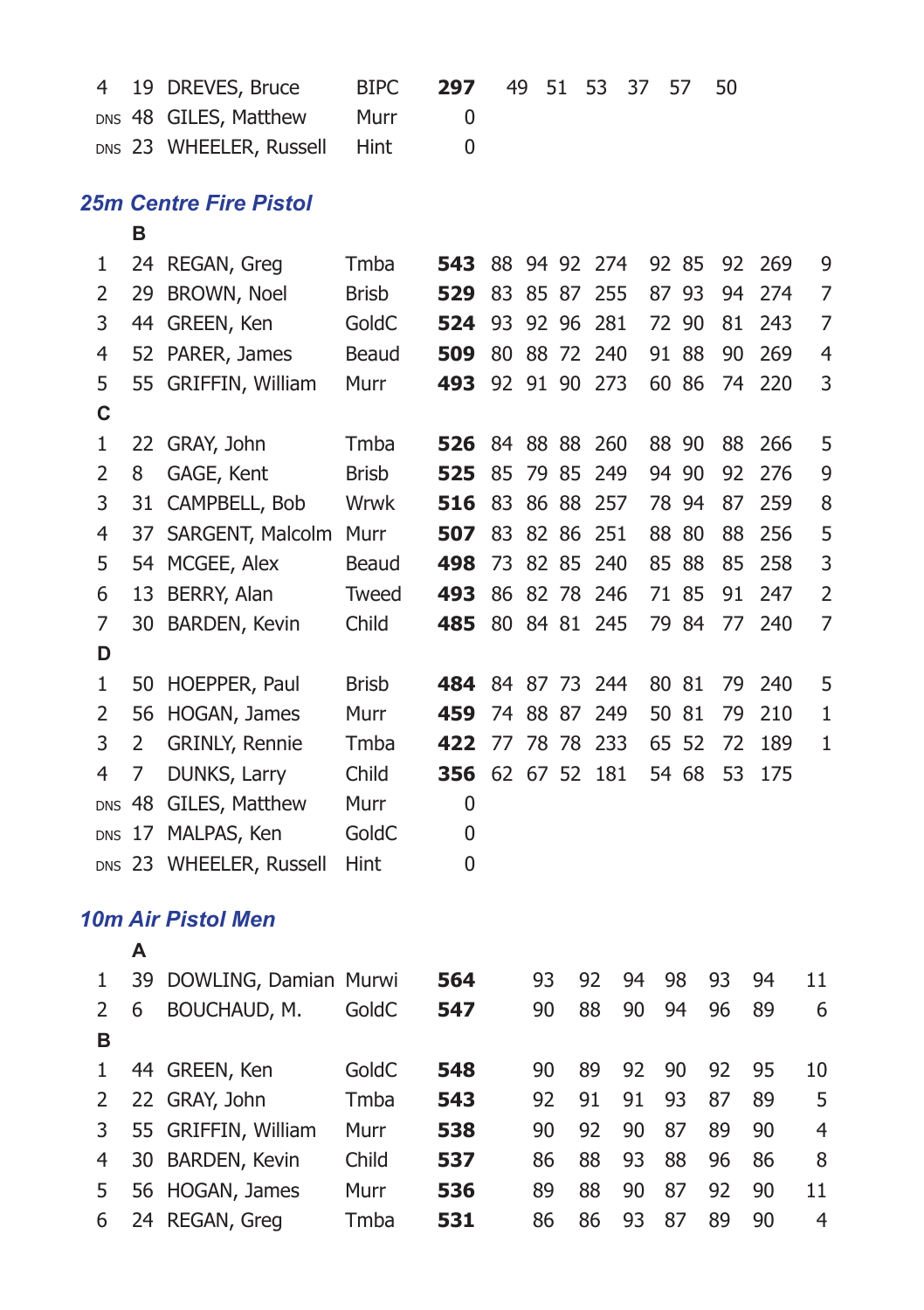| | | | | | | | | | | | |
|---|---|---|---|---|---|---|---|---|---|---|---|
| 4 | 19 | DREVES, Bruce | BIPC | **297** | 49 | 51 | 53 | 37 | 57 | 50 | |
| DNS | 48 | GILES, Matthew | Murr | 0 | | | | | | | |
| DNS | 23 | WHEELER, Russell | Hint | 0 | | | | | | | |

## *25m Centre Fire Pistol*

| | | | | | | | | | | | | | |
|---|---|---|---|---|---|---|---|---|---|---|---|---|---|
| | **B** | | | | | | | | | | | | |
| 1 | 24 | REGAN, Greg | Tmba | **543** | 88 | 94 | 92 | 274 | 92 | 85 | 92 | 269 | 9 |
| 2 | 29 | BROWN, Noel | Brisb | **529** | 83 | 85 | 87 | 255 | 87 | 93 | 94 | 274 | 7 |
| 3 | 44 | GREEN, Ken | GoldC | **524** | 93 | 92 | 96 | 281 | 72 | 90 | 81 | 243 | 7 |
| 4 | 52 | PARER, James | Beaud | **509** | 80 | 88 | 72 | 240 | 91 | 88 | 90 | 269 | 4 |
| 5 | 55 | GRIFFIN, William | Murr | **493** | 92 | 91 | 90 | 273 | 60 | 86 | 74 | 220 | 3 |
| **C** | | | | | | | | | | | | | |
| 1 | 22 | GRAY, John | Tmba | **526** | 84 | 88 | 88 | 260 | 88 | 90 | 88 | 266 | 5 |
| 2 | 8 | GAGE, Kent | Brisb | **525** | 85 | 79 | 85 | 249 | 94 | 90 | 92 | 276 | 9 |
| 3 | 31 | CAMPBELL, Bob | Wrwk | **516** | 83 | 86 | 88 | 257 | 78 | 94 | 87 | 259 | 8 |
| 4 | 37 | SARGENT, Malcolm | Murr | **507** | 83 | 82 | 86 | 251 | 88 | 80 | 88 | 256 | 5 |
| 5 | 54 | MCGEE, Alex | Beaud | **498** | 73 | 82 | 85 | 240 | 85 | 88 | 85 | 258 | 3 |
| 6 | 13 | BERRY, Alan | Tweed | **493** | 86 | 82 | 78 | 246 | 71 | 85 | 91 | 247 | 2 |
| 7 | 30 | BARDEN, Kevin | Child | **485** | 80 | 84 | 81 | 245 | 79 | 84 | 77 | 240 | 7 |
| **D** | | | | | | | | | | | | | |
| 1 | 50 | HOEPPER, Paul | Brisb | **484** | 84 | 87 | 73 | 244 | 80 | 81 | 79 | 240 | 5 |
| 2 | 56 | HOGAN, James | Murr | **459** | 74 | 88 | 87 | 249 | 50 | 81 | 79 | 210 | 1 |
| 3 | 2 | GRINLY, Rennie | Tmba | **422** | 77 | 78 | 78 | 233 | 65 | 52 | 72 | 189 | 1 |
| 4 | 7 | DUNKS, Larry | Child | **356** | 62 | 67 | 52 | 181 | 54 | 68 | 53 | 175 | |
| DNS | 48 | GILES, Matthew | Murr | 0 | | | | | | | | | |
| DNS | 17 | MALPAS, Ken | GoldC | 0 | | | | | | | | | |
| DNS | 23 | WHEELER, Russell | Hint | 0 | | | | | | | | | |

## *10m Air Pistol Men*

| | | | | | | | | | | | |
|---|---|---|---|---|---|---|---|---|---|---|---|
| | **A** | | | | | | | | | | |
| 1 | 39 | DOWLING, Damian | Murwi | **564** | 93 | 92 | 94 | 98 | 93 | 94 | 11 |
| 2 | 6 | BOUCHAUD, M. | GoldC | **547** | 90 | 88 | 90 | 94 | 96 | 89 | 6 |
| **B** | | | | | | | | | | | |
| 1 | 44 | GREEN, Ken | GoldC | **548** | 90 | 89 | 92 | 90 | 92 | 95 | 10 |
| 2 | 22 | GRAY, John | Tmba | **543** | 92 | 91 | 91 | 93 | 87 | 89 | 5 |
| 3 | 55 | GRIFFIN, William | Murr | **538** | 90 | 92 | 90 | 87 | 89 | 90 | 4 |
| 4 | 30 | BARDEN, Kevin | Child | **537** | 86 | 88 | 93 | 88 | 96 | 86 | 8 |
| 5 | 56 | HOGAN, James | Murr | **536** | 89 | 88 | 90 | 87 | 92 | 90 | 11 |
| 6 | 24 | REGAN, Greg | Tmba | **531** | 86 | 86 | 93 | 87 | 89 | 90 | 4 |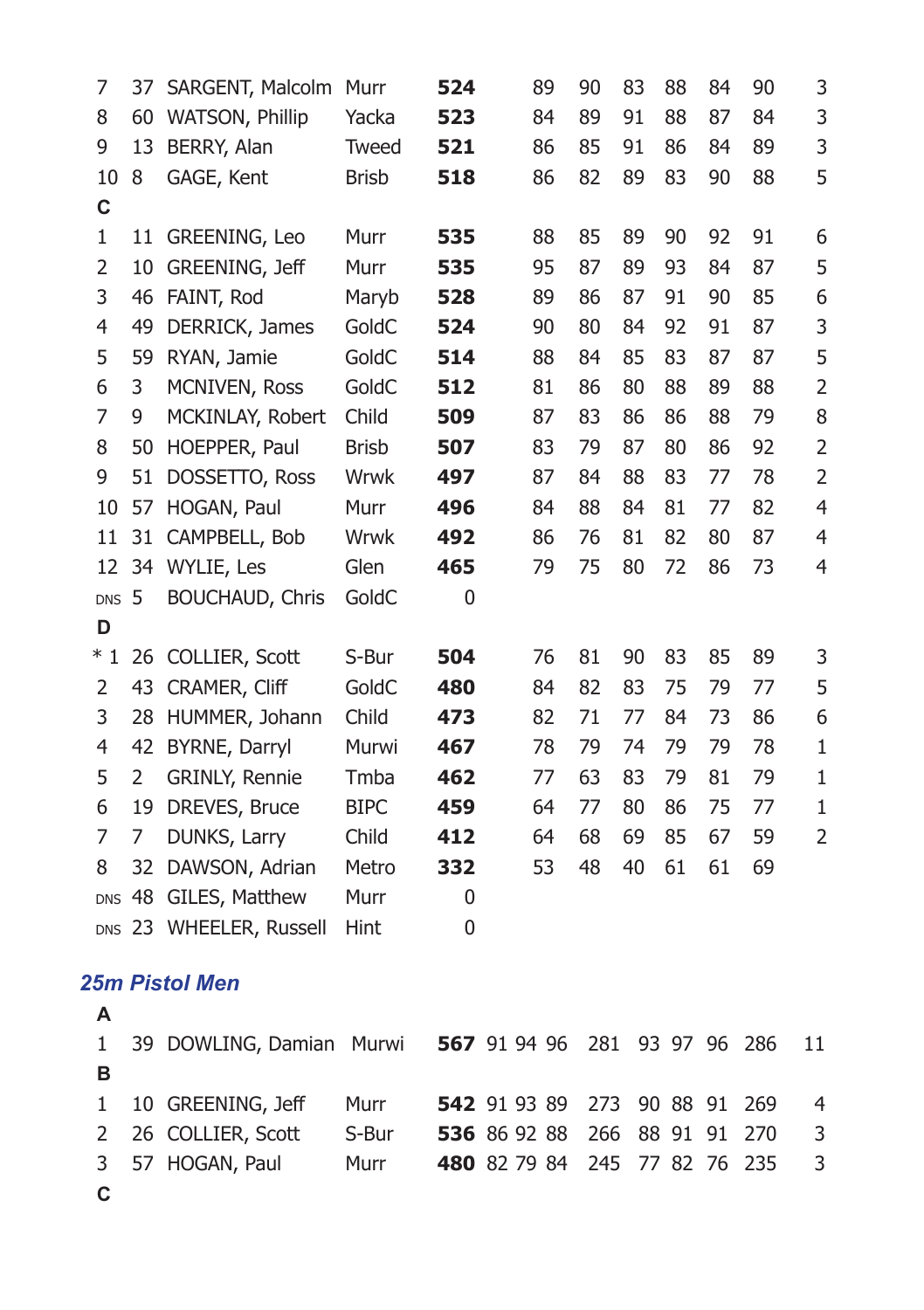| | | | | | | | | | | | |
|---|---|---|---|---|---|---|---|---|---|---|---|
| 7 | 37 | SARGENT, Malcolm | Murr | **524** | 89 | 90 | 83 | 88 | 84 | 90 | 3 |
| 8 | 60 | WATSON, Phillip | Yacka | **523** | 84 | 89 | 91 | 88 | 87 | 84 | 3 |
| 9 | 13 | BERRY, Alan | Tweed | **521** | 86 | 85 | 91 | 86 | 84 | 89 | 3 |
| 10 | 8 | GAGE, Kent | Brisb | **518** | 86 | 82 | 89 | 83 | 90 | 88 | 5 |
| **C** | | | | | | | | | | | |
| 1 | 11 | GREENING, Leo | Murr | **535** | 88 | 85 | 89 | 90 | 92 | 91 | 6 |
| 2 | 10 | GREENING, Jeff | Murr | **535** | 95 | 87 | 89 | 93 | 84 | 87 | 5 |
| 3 | 46 | FAINT, Rod | Maryb | **528** | 89 | 86 | 87 | 91 | 90 | 85 | 6 |
| 4 | 49 | DERRICK, James | GoldC | **524** | 90 | 80 | 84 | 92 | 91 | 87 | 3 |
| 5 | 59 | RYAN, Jamie | GoldC | **514** | 88 | 84 | 85 | 83 | 87 | 87 | 5 |
| 6 | 3 | MCNIVEN, Ross | GoldC | **512** | 81 | 86 | 80 | 88 | 89 | 88 | 2 |
| 7 | 9 | MCKINLAY, Robert | Child | **509** | 87 | 83 | 86 | 86 | 88 | 79 | 8 |
| 8 | 50 | HOEPPER, Paul | Brisb | **507** | 83 | 79 | 87 | 80 | 86 | 92 | 2 |
| 9 | 51 | DOSSETTO, Ross | Wrwk | **497** | 87 | 84 | 88 | 83 | 77 | 78 | 2 |
| 10 | 57 | HOGAN, Paul | Murr | **496** | 84 | 88 | 84 | 81 | 77 | 82 | 4 |
| 11 | 31 | CAMPBELL, Bob | Wrwk | **492** | 86 | 76 | 81 | 82 | 80 | 87 | 4 |
| 12 | 34 | WYLIE, Les | Glen | **465** | 79 | 75 | 80 | 72 | 86 | 73 | 4 |
| DNS | 5 | BOUCHAUD, Chris | GoldC | 0 | | | | | | | |
| **D** | | | | | | | | | | | |
| * 1 | 26 | COLLIER, Scott | S-Bur | **504** | 76 | 81 | 90 | 83 | 85 | 89 | 3 |
| 2 | 43 | CRAMER, Cliff | GoldC | **480** | 84 | 82 | 83 | 75 | 79 | 77 | 5 |
| 3 | 28 | HUMMER, Johann | Child | **473** | 82 | 71 | 77 | 84 | 73 | 86 | 6 |
| 4 | 42 | BYRNE, Darryl | Murwi | **467** | 78 | 79 | 74 | 79 | 79 | 78 | 1 |
| 5 | 2 | GRINLY, Rennie | Tmba | **462** | 77 | 63 | 83 | 79 | 81 | 79 | 1 |
| 6 | 19 | DREVES, Bruce | BIPC | **459** | 64 | 77 | 80 | 86 | 75 | 77 | 1 |
| 7 | 7 | DUNKS, Larry | Child | **412** | 64 | 68 | 69 | 85 | 67 | 59 | 2 |
| 8 | 32 | DAWSON, Adrian | Metro | **332** | 53 | 48 | 40 | 61 | 61 | 69 | |
| DNS | 48 | GILES, Matthew | Murr | 0 | | | | | | | |
| DNS | 23 | WHEELER, Russell | Hint | 0 | | | | | | | |

## *25m Pistol Men*

| | | | | | | | | | | | | | | |
|---|---|---|---|---|---|---|---|---|---|---|---|---|---|---|
| **A** | | | | | | | | | | | | | | |
| 1 | 39 | DOWLING, Damian | Murwi | **567** | 91 | 94 | 96 | 281 | 93 | 97 | 96 | 286 | 11 |
| **B** | | | | | | | | | | | | | | |
| 1 | 10 | GREENING, Jeff | Murr | **542** | 91 | 93 | 89 | 273 | 90 | 88 | 91 | 269 | 4 |
| 2 | 26 | COLLIER, Scott | S-Bur | **536** | 86 | 92 | 88 | 266 | 88 | 91 | 91 | 270 | 3 |
| 3 | 57 | HOGAN, Paul | Murr | **480** | 82 | 79 | 84 | 245 | 77 | 82 | 76 | 235 | 3 |
| **C** | | | | | | | | | | | | | | |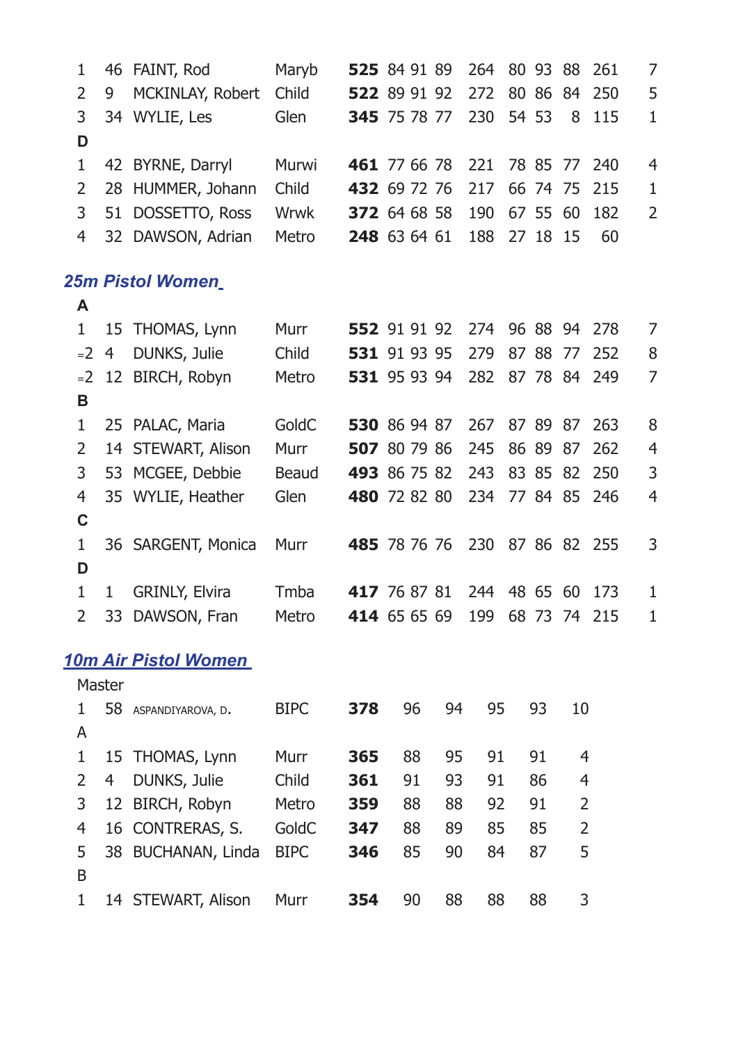| | | | | | | | | | | | | | |
|---|---|---|---|---|---|---|---|---|---|---|---|---|---|
| 1 | 46 | FAINT, Rod | Maryb | **525** | 84 | 91 | 89 | 264 | 80 | 93 | 88 | 261 | 7 |
| 2 | 9 | MCKINLAY, Robert | Child | **522** | 89 | 91 | 92 | 272 | 80 | 86 | 84 | 250 | 5 |
| 3 | 34 | WYLIE, Les | Glen | **345** | 75 | 78 | 77 | 230 | 54 | 53 | 8 | 115 | 1 |
| **D** | | | | | | | | | | | | | |
| 1 | 42 | BYRNE, Darryl | Murwi | **461** | 77 | 66 | 78 | 221 | 78 | 85 | 77 | 240 | 4 |
| 2 | 28 | HUMMER, Johann | Child | **432** | 69 | 72 | 76 | 217 | 66 | 74 | 75 | 215 | 1 |
| 3 | 51 | DOSSETTO, Ross | Wrwk | **372** | 64 | 68 | 58 | 190 | 67 | 55 | 60 | 182 | 2 |
| 4 | 32 | DAWSON, Adrian | Metro | **248** | 63 | 64 | 61 | 188 | 27 | 18 | 15 | 60 | |

## 25m Pistol Women

| | | | | | | | | | | | | | |
|---|---|---|---|---|---|---|---|---|---|---|---|---|---|
| **A** | | | | | | | | | | | | | |
| 1 | 15 | THOMAS, Lynn | Murr | **552** | 91 | 91 | 92 | 274 | 96 | 88 | 94 | 278 | 7 |
| =2 | 4 | DUNKS, Julie | Child | **531** | 91 | 93 | 95 | 279 | 87 | 88 | 77 | 252 | 8 |
| =2 | 12 | BIRCH, Robyn | Metro | **531** | 95 | 93 | 94 | 282 | 87 | 78 | 84 | 249 | 7 |
| **B** | | | | | | | | | | | | | |
| 1 | 25 | PALAC, Maria | GoldC | **530** | 86 | 94 | 87 | 267 | 87 | 89 | 87 | 263 | 8 |
| 2 | 14 | STEWART, Alison | Murr | **507** | 80 | 79 | 86 | 245 | 86 | 89 | 87 | 262 | 4 |
| 3 | 53 | MCGEE, Debbie | Beaud | **493** | 86 | 75 | 82 | 243 | 83 | 85 | 82 | 250 | 3 |
| 4 | 35 | WYLIE, Heather | Glen | **480** | 72 | 82 | 80 | 234 | 77 | 84 | 85 | 246 | 4 |
| **C** | | | | | | | | | | | | | |
| 1 | 36 | SARGENT, Monica | Murr | **485** | 78 | 76 | 76 | 230 | 87 | 86 | 82 | 255 | 3 |
| **D** | | | | | | | | | | | | | |
| 1 | 1 | GRINLY, Elvira | Tmba | **417** | 76 | 87 | 81 | 244 | 48 | 65 | 60 | 173 | 1 |
| 2 | 33 | DAWSON, Fran | Metro | **414** | 65 | 65 | 69 | 199 | 68 | 73 | 74 | 215 | 1 |

## 10m Air Pistol Women

| | | | | | | | | | |
|---|---|---|---|---|---|---|---|---|---|
| Master | | | | | | | | | |
| 1 | 58 | ASPANDIYAROVA, D. | BIPC | **378** | 96 | 94 | 95 | 93 | 10 |
| A | | | | | | | | | |
| 1 | 15 | THOMAS, Lynn | Murr | **365** | 88 | 95 | 91 | 91 | 4 |
| 2 | 4 | DUNKS, Julie | Child | **361** | 91 | 93 | 91 | 86 | 4 |
| 3 | 12 | BIRCH, Robyn | Metro | **359** | 88 | 88 | 92 | 91 | 2 |
| 4 | 16 | CONTRERAS, S. | GoldC | **347** | 88 | 89 | 85 | 85 | 2 |
| 5 | 38 | BUCHANAN, Linda | BIPC | **346** | 85 | 90 | 84 | 87 | 5 |
| B | | | | | | | | | |
| 1 | 14 | STEWART, Alison | Murr | **354** | 90 | 88 | 88 | 88 | 3 |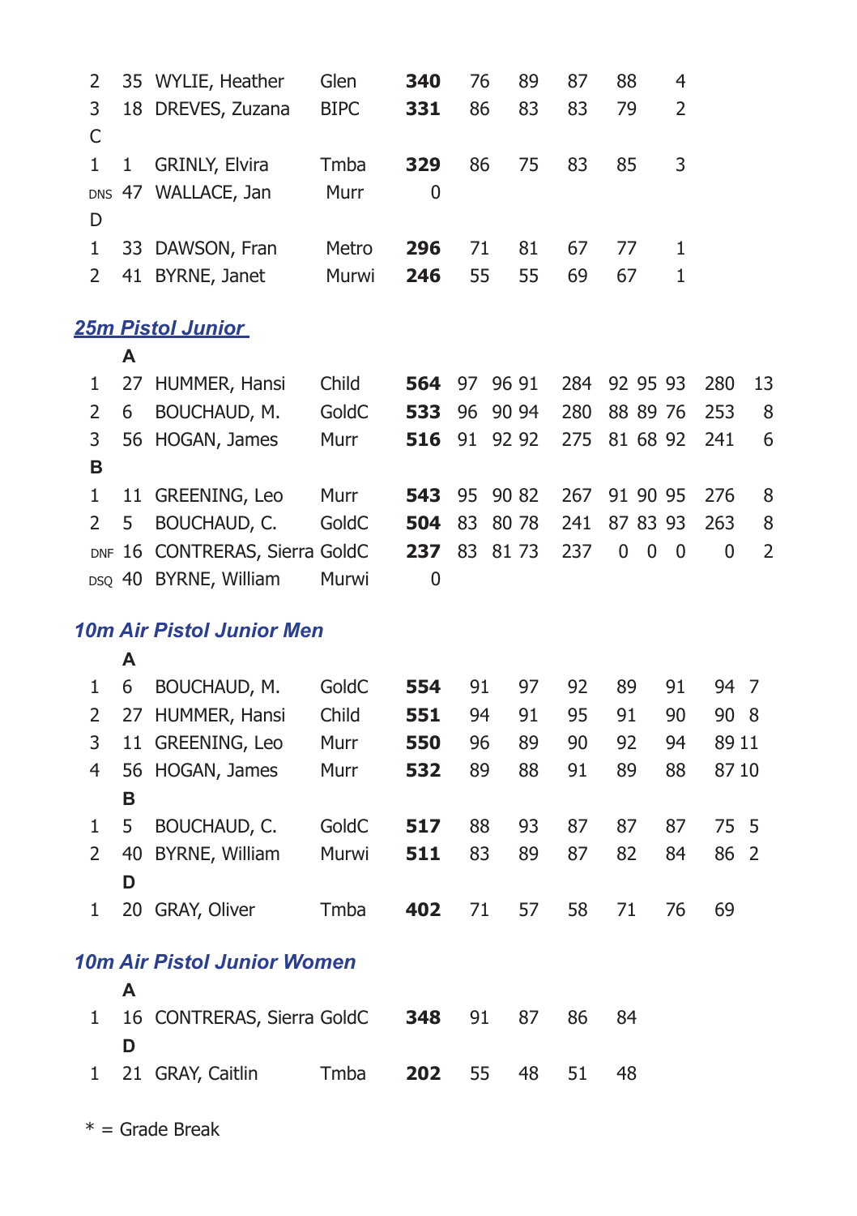| | | | | | | | | | |
|---|---|---|---|---|---|---|---|---|---|
| 2 | 35 | WYLIE, Heather | Glen | **340** | 76 | 89 | 87 | 88 | 4 |
| 3 | 18 | DREVES, Zuzana | BIPC | **331** | 86 | 83 | 83 | 79 | 2 |
| C | | | | | | | | | |
| 1 | 1 | GRINLY, Elvira | Tmba | **329** | 86 | 75 | 83 | 85 | 3 |
| DNS | 47 | WALLACE, Jan | Murr | 0 | | | | | |
| D | | | | | | | | | |
| 1 | 33 | DAWSON, Fran | Metro | **296** | 71 | 81 | 67 | 77 | 1 |
| 2 | 41 | BYRNE, Janet | Murwi | **246** | 55 | 55 | 69 | 67 | 1 |

## *25m Pistol Junior*

| | | | | | | | | | |
|---|---|---|---|---|---|---|---|---|---|
| | **A** | | | | | | | | |
| 1 | 27 | HUMMER, Hansi | Child | **564** | 97 96 91 | 284 | 92 95 93 | 280 | 13 |
| 2 | 6 | BOUCHAUD, M. | GoldC | **533** | 96 90 94 | 280 | 88 89 76 | 253 | 8 |
| 3 | 56 | HOGAN, James | Murr | **516** | 91 92 92 | 275 | 81 68 92 | 241 | 6 |
| **B** | | | | | | | | | |
| 1 | 11 | GREENING, Leo | Murr | **543** | 95 90 82 | 267 | 91 90 95 | 276 | 8 |
| 2 | 5 | BOUCHAUD, C. | GoldC | **504** | 83 80 78 | 241 | 87 83 93 | 263 | 8 |
| DNF | 16 | CONTRERAS, Sierra | GoldC | **237** | 83 81 73 | 237 | 0 0 0 | 0 | 2 |
| DSQ | 40 | BYRNE, William | Murwi | 0 | | | | | |

## *10m Air Pistol Junior Men*

| | | | | | | | | | | | |
|---|---|---|---|---|---|---|---|---|---|---|---|
| | **A** | | | | | | | | | | |
| 1 | 6 | BOUCHAUD, M. | GoldC | **554** | 91 | 97 | 92 | 89 | 91 | 94 | 7 |
| 2 | 27 | HUMMER, Hansi | Child | **551** | 94 | 91 | 95 | 91 | 90 | 90 | 8 |
| 3 | 11 | GREENING, Leo | Murr | **550** | 96 | 89 | 90 | 92 | 94 | 89 | 11 |
| 4 | 56 | HOGAN, James | Murr | **532** | 89 | 88 | 91 | 89 | 88 | 87 | 10 |
| | **B** | | | | | | | | | | |
| 1 | 5 | BOUCHAUD, C. | GoldC | **517** | 88 | 93 | 87 | 87 | 87 | 75 | 5 |
| 2 | 40 | BYRNE, William | Murwi | **511** | 83 | 89 | 87 | 82 | 84 | 86 | 2 |
| | **D** | | | | | | | | | | |
| 1 | 20 | GRAY, Oliver | Tmba | **402** | 71 | 57 | 58 | 71 | 76 | 69 | |

## *10m Air Pistol Junior Women*

| | | | | | | | | |
|---|---|---|---|---|---|---|---|---|
| | **A** | | | | | | | |
| 1 | 16 | CONTRERAS, Sierra | GoldC | **348** | 91 | 87 | 86 | 84 |
| | **D** | | | | | | | |
| 1 | 21 | GRAY, Caitlin | Tmba | **202** | 55 | 48 | 51 | 48 |

* = Grade Break